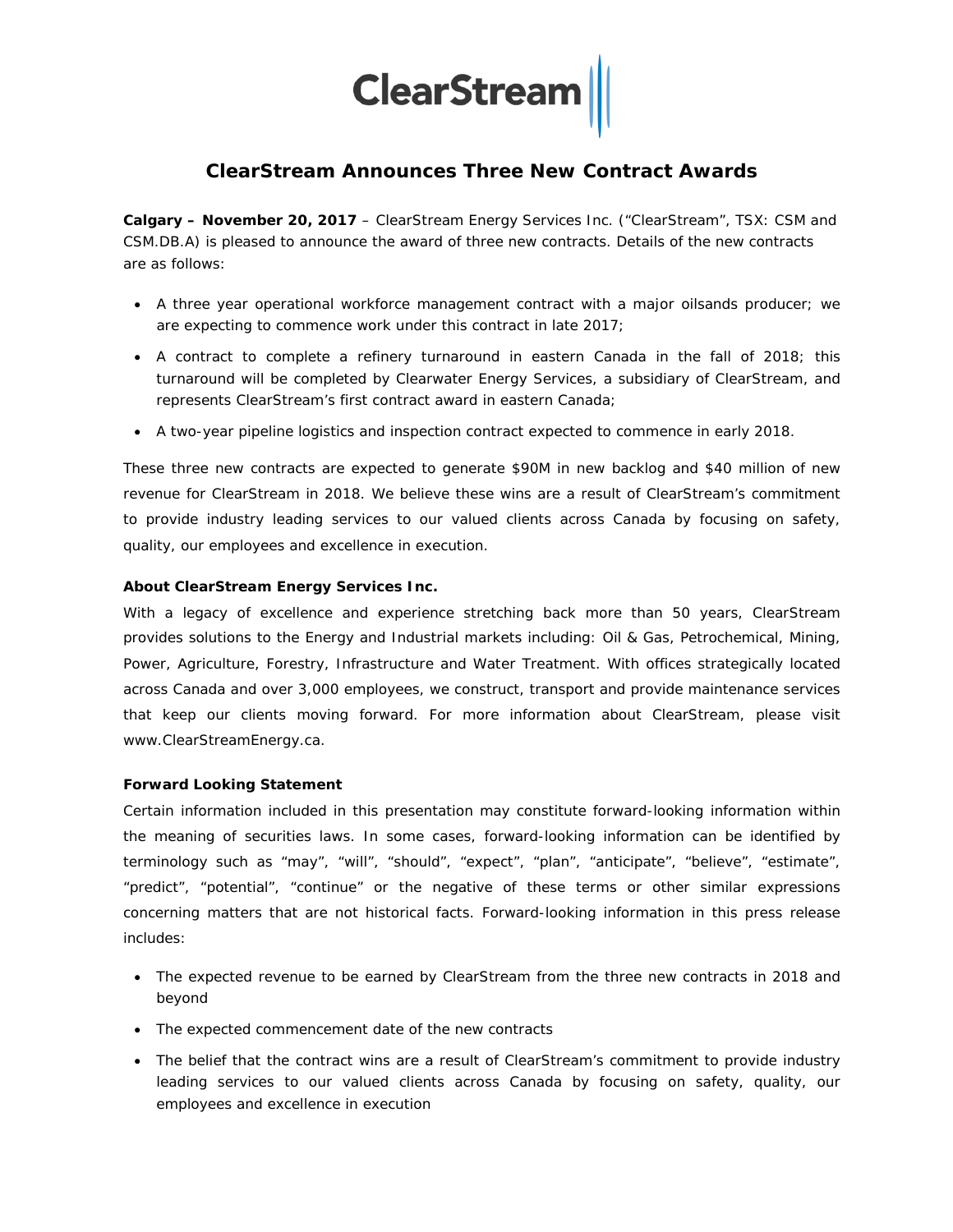# ClearStream Announces Three New Contract Awards

**Calgary – November 20, 2017** – ClearStream Energy Services Inc. ("ClearStream", TSX: CSM and CSM.DB.A) is pleased to announce the award of three new contracts. Details of the new contracts are as follows:

- A three year operational workforce management contract with a major oilsands producer; we are expecting to commence work under this contract in late 2017;
- A contract to complete a refinery turnaround in eastern Canada in the fall of 2018; this turnaround will be completed by Clearwater Energy Services, a subsidiary of ClearStream, and represents ClearStream's first contract award in eastern Canada;
- A two-year pipeline logistics and inspection contract expected to commence in early 2018.

These three new contracts are expected to generate $90M in new backlog and $40 million of new revenue for ClearStream in 2018. We believe these wins are a result of ClearStream's commitment to provide industry leading services to our valued clients across Canada by focusing on safety, quality, our employees and excellence in execution.

**About ClearStream Energy Services Inc.**

With a legacy of excellence and experience stretching back more than 50 years, ClearStream provides solutions to the Energy and Industrial markets including: Oil & Gas, Petrochemical, Mining, Power, Agriculture, Forestry, Infrastructure and Water Treatment. With offices strategically located across Canada and over 3,000 employees, we construct, transport and provide maintenance services that keep our clients moving forward. For more information about ClearStream, please visit www.ClearStreamEnergy.ca.

**Forward Looking Statement**

Certain information included in this presentation may constitute forward-looking information within the meaning of securities laws. In some cases, forward-looking information can be identified by terminology such as "may", "will", "should", "expect", "plan", "anticipate", "believe", "estimate", "predict", "potential", "continue" or the negative of these terms or other similar expressions concerning matters that are not historical facts. Forward-looking information in this press release includes:

- The expected revenue to be earned by ClearStream from the three new contracts in 2018 and beyond
- The expected commencement date of the new contracts
- The belief that the contract wins are a result of ClearStream's commitment to provide industry leading services to our valued clients across Canada by focusing on safety, quality, our employees and excellence in execution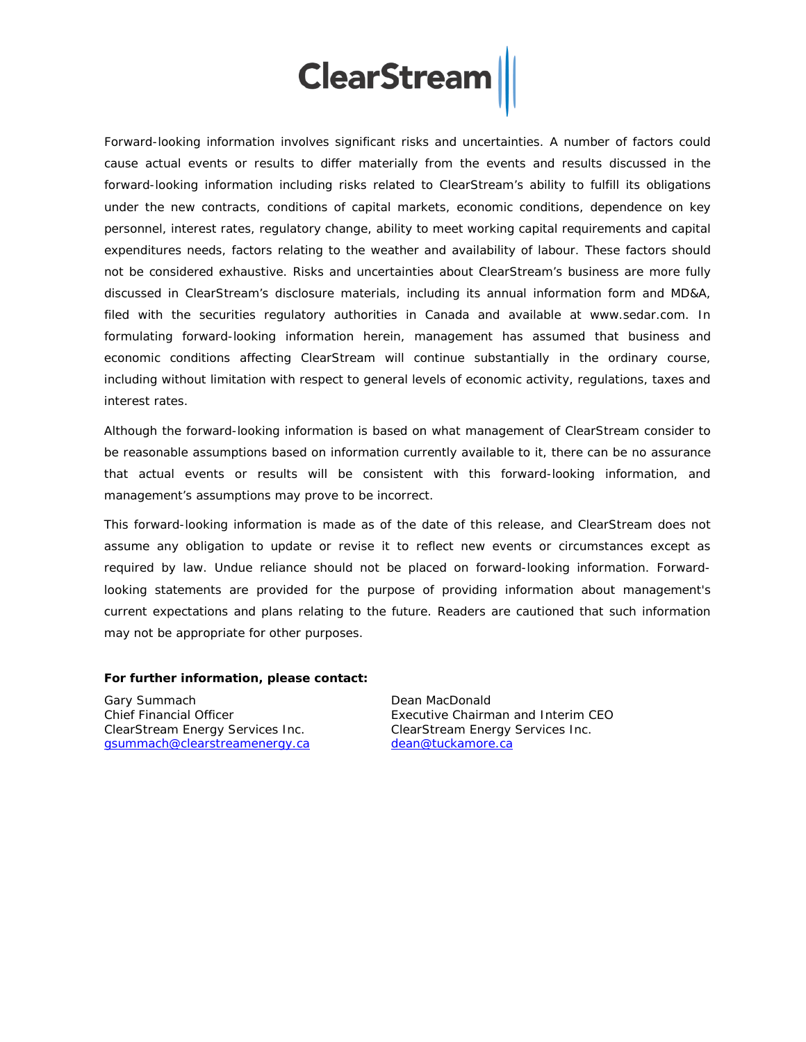Forward-looking information involves significant risks and uncertainties. A number of factors could cause actual events or results to differ materially from the events and results discussed in the forward-looking information including risks related to ClearStream's ability to fulfill its obligations under the new contracts, conditions of capital markets, economic conditions, dependence on key personnel, interest rates, regulatory change, ability to meet working capital requirements and capital expenditures needs, factors relating to the weather and availability of labour. These factors should not be considered exhaustive. Risks and uncertainties about ClearStream's business are more fully discussed in ClearStream's disclosure materials, including its annual information form and MD&A, filed with the securities regulatory authorities in Canada and available at www.sedar.com. In formulating forward-looking information herein, management has assumed that business and economic conditions affecting ClearStream will continue substantially in the ordinary course, including without limitation with respect to general levels of economic activity, regulations, taxes and interest rates.

Although the forward-looking information is based on what management of ClearStream consider to be reasonable assumptions based on information currently available to it, there can be no assurance that actual events or results will be consistent with this forward-looking information, and management's assumptions may prove to be incorrect.

This forward-looking information is made as of the date of this release, and ClearStream does not assume any obligation to update or revise it to reflect new events or circumstances except as required by law. Undue reliance should not be placed on forward-looking information. Forward-looking statements are provided for the purpose of providing information about management's current expectations and plans relating to the future. Readers are cautioned that such information may not be appropriate for other purposes.

**For further information, please contact:**

Gary Summach
Chief Financial Officer
ClearStream Energy Services Inc.
gsummach@clearstreamenergy.ca

Dean MacDonald
Executive Chairman and Interim CEO
ClearStream Energy Services Inc.
dean@tuckamore.ca